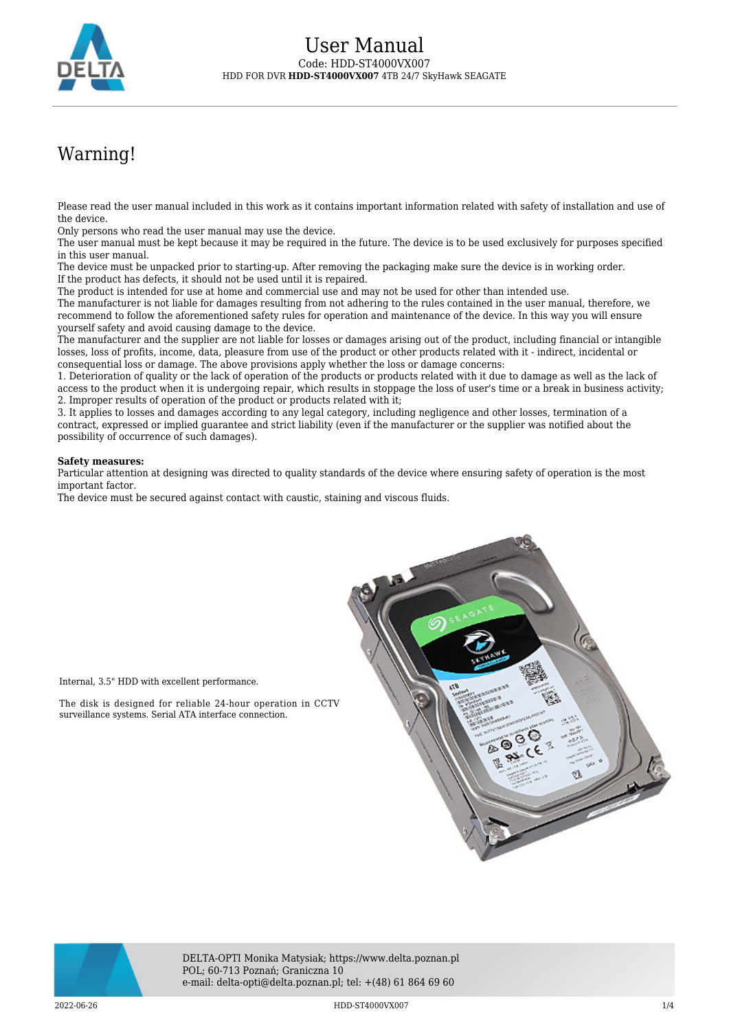# User Manual

Code: HDD-ST4000VX007

HDD FOR DVR **HDD-ST4000VX007** 4TB 24/7 SkyHawk SEAGATE

## Warning!

Please read the user manual included in this work as it contains important information related with safety of installation and use of the device.

Only persons who read the user manual may use the device.

The user manual must be kept because it may be required in the future. The device is to be used exclusively for purposes specified in this user manual.

The device must be unpacked prior to starting-up. After removing the packaging make sure the device is in working order. If the product has defects, it should not be used until it is repaired.

The product is intended for use at home and commercial use and may not be used for other than intended use.

The manufacturer is not liable for damages resulting from not adhering to the rules contained in the user manual, therefore, we recommend to follow the aforementioned safety rules for operation and maintenance of the device. In this way you will ensure yourself safety and avoid causing damage to the device.

The manufacturer and the supplier are not liable for losses or damages arising out of the product, including financial or intangible losses, loss of profits, income, data, pleasure from use of the product or other products related with it - indirect, incidental or consequential loss or damage. The above provisions apply whether the loss or damage concerns:

1. Deterioration of quality or the lack of operation of the products or products related with it due to damage as well as the lack of access to the product when it is undergoing repair, which results in stoppage the loss of user's time or a break in business activity;
2. Improper results of operation of the product or products related with it;
3. It applies to losses and damages according to any legal category, including negligence and other losses, termination of a contract, expressed or implied guarantee and strict liability (even if the manufacturer or the supplier was notified about the possibility of occurrence of such damages).

**Safety measures:**

Particular attention at designing was directed to quality standards of the device where ensuring safety of operation is the most important factor.

The device must be secured against contact with caustic, staining and viscous fluids.

Internal, 3.5" HDD with excellent performance.

The disk is designed for reliable 24-hour operation in CCTV surveillance systems. Serial ATA interface connection.

DELTA-OPTI Monika Matysiak; https://www.delta.poznan.pl
POL; 60-713 Poznań; Graniczna 10
e-mail: delta-opti@delta.poznan.pl; tel: +(48) 61 864 69 60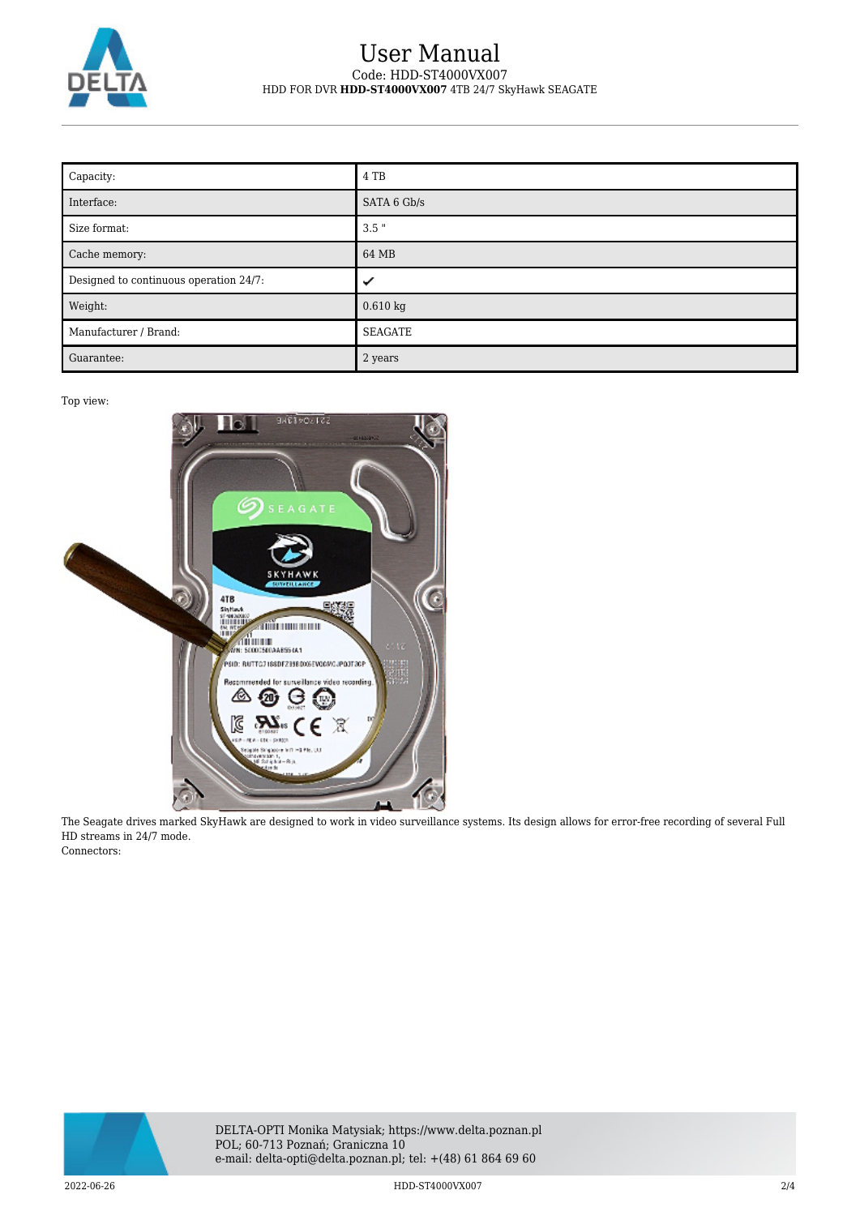| Capacity: | 4 TB |
| --- | --- |
| Interface: | SATA 6 Gb/s |
| Size format: | 3.5 " |
| Cache memory: | 64 MB |
| Designed to continuous operation 24/7: | ✔ |
| Weight: | 0.610 kg |
| Manufacturer / Brand: | SEAGATE |
| Guarantee: | 2 years |

Top view:

The Seagate drives marked SkyHawk are designed to work in video surveillance systems. Its design allows for error-free recording of several Full HD streams in 24/7 mode.

Connectors: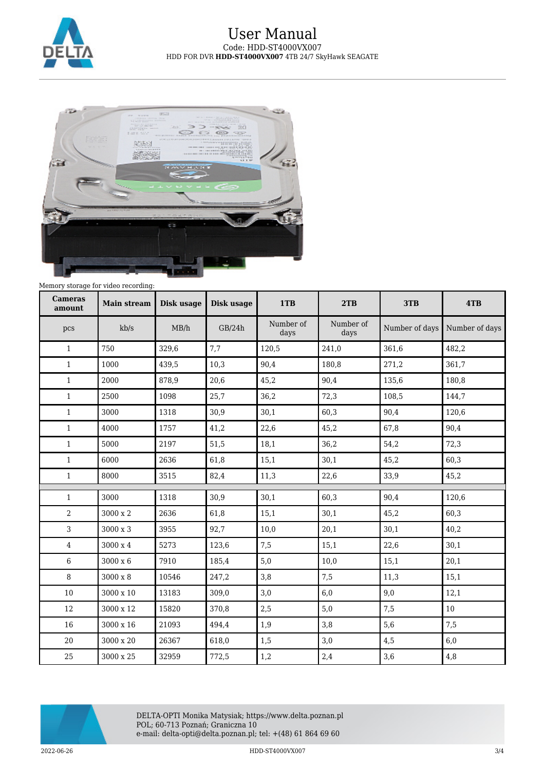Memory storage for video recording:

| Cameras amount | Main stream | Disk usage | Disk usage | 1TB | 2TB | 3TB | 4TB |
|---|---|---|---|---|---|---|---|
| pcs | kb/s | MB/h | GB/24h | Number of days | Number of days | Number of days | Number of days |
| 1 | 750 | 329,6 | 7,7 | 120,5 | 241,0 | 361,6 | 482,2 |
| 1 | 1000 | 439,5 | 10,3 | 90,4 | 180,8 | 271,2 | 361,7 |
| 1 | 2000 | 878,9 | 20,6 | 45,2 | 90,4 | 135,6 | 180,8 |
| 1 | 2500 | 1098 | 25,7 | 36,2 | 72,3 | 108,5 | 144,7 |
| 1 | 3000 | 1318 | 30,9 | 30,1 | 60,3 | 90,4 | 120,6 |
| 1 | 4000 | 1757 | 41,2 | 22,6 | 45,2 | 67,8 | 90,4 |
| 1 | 5000 | 2197 | 51,5 | 18,1 | 36,2 | 54,2 | 72,3 |
| 1 | 6000 | 2636 | 61,8 | 15,1 | 30,1 | 45,2 | 60,3 |
| 1 | 8000 | 3515 | 82,4 | 11,3 | 22,6 | 33,9 | 45,2 |
| | | | | | | | |
| 1 | 3000 | 1318 | 30,9 | 30,1 | 60,3 | 90,4 | 120,6 |
| 2 | 3000 x 2 | 2636 | 61,8 | 15,1 | 30,1 | 45,2 | 60,3 |
| 3 | 3000 x 3 | 3955 | 92,7 | 10,0 | 20,1 | 30,1 | 40,2 |
| 4 | 3000 x 4 | 5273 | 123,6 | 7,5 | 15,1 | 22,6 | 30,1 |
| 6 | 3000 x 6 | 7910 | 185,4 | 5,0 | 10,0 | 15,1 | 20,1 |
| 8 | 3000 x 8 | 10546 | 247,2 | 3,8 | 7,5 | 11,3 | 15,1 |
| 10 | 3000 x 10 | 13183 | 309,0 | 3,0 | 6,0 | 9,0 | 12,1 |
| 12 | 3000 x 12 | 15820 | 370,8 | 2,5 | 5,0 | 7,5 | 10 |
| 16 | 3000 x 16 | 21093 | 494,4 | 1,9 | 3,8 | 5,6 | 7,5 |
| 20 | 3000 x 20 | 26367 | 618,0 | 1,5 | 3,0 | 4,5 | 6,0 |
| 25 | 3000 x 25 | 32959 | 772,5 | 1,2 | 2,4 | 3,6 | 4,8 |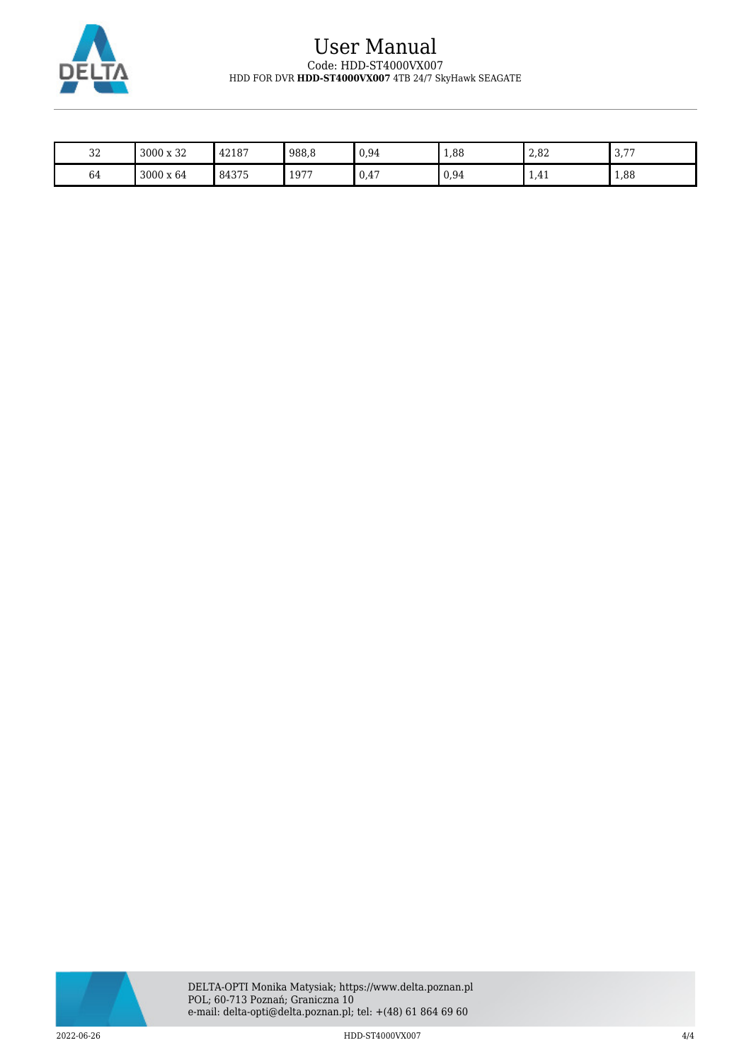| | | | | | | | |
|---|---|---|---|---|---|---|---|
| 32 | 3000 x 32 | 42187 | 988,8 | 0,94 | 1,88 | 2,82 | 3,77 |
| 64 | 3000 x 64 | 84375 | 1977 | 0,47 | 0,94 | 1,41 | 1,88 |